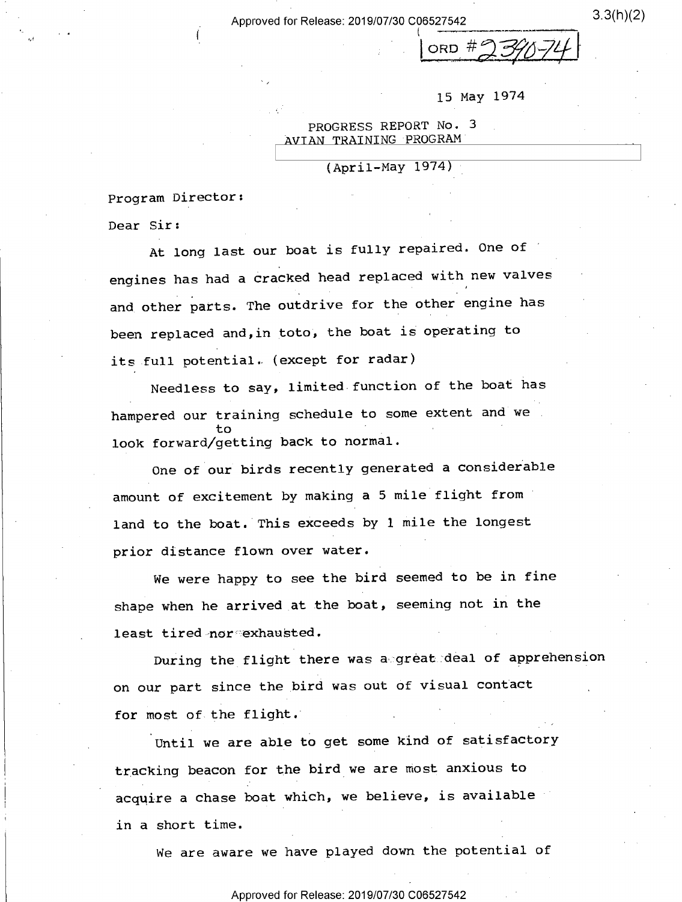ORD #2390-74

15 May 1974

PROGRESS REPORT No. 3
AVIAN TRAINING PROGRAM

(April-May 1974)

Program Director:

Dear Sir:

At long last our boat is fully repaired. One of engines has had a cracked head replaced with new valves and other parts. The outdrive for the other engine has been replaced and, in toto, the boat is operating to its full potential. (except for radar)

Needless to say, limited function of the boat has hampered our training schedule to some extent and we look forward to getting back to normal.

One of our birds recently generated a considerable amount of excitement by making a 5 mile flight from land to the boat. This exceeds by 1 mile the longest prior distance flown over water.

We were happy to see the bird seemed to be in fine shape when he arrived at the boat, seeming not in the least tired nor exhausted.

During the flight there was a great deal of apprehension on our part since the bird was out of visual contact for most of the flight.

Until we are able to get some kind of satisfactory tracking beacon for the bird we are most anxious to acquire a chase boat which, we believe, is available in a short time.

We are aware we have played down the potential of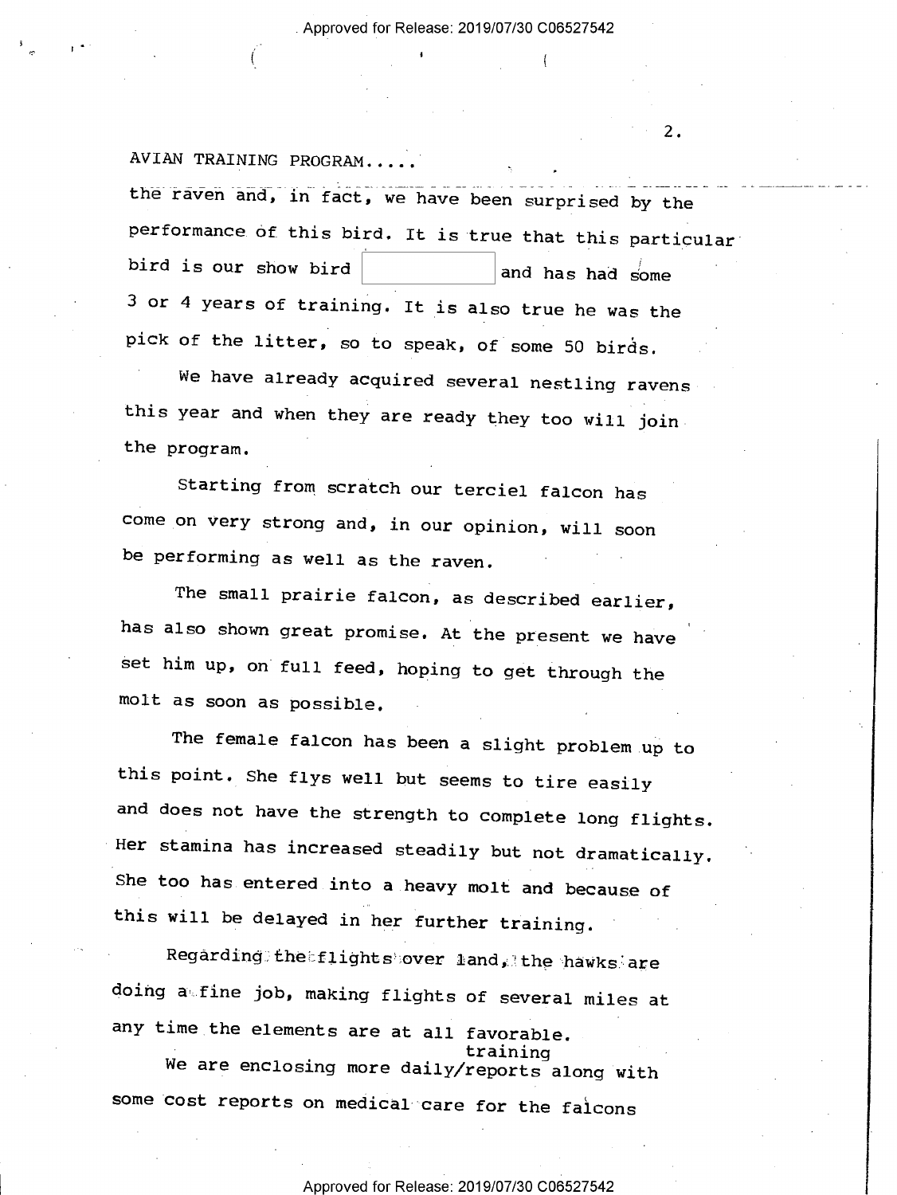AVIAN TRAINING PROGRAM.....

the raven and, in fact, we have been surprised by the performance of this bird. It is true that this particular bird is our show bird [redacted] and has had some 3 or 4 years of training. It is also true he was the pick of the litter, so to speak, of some 50 birds.

We have already acquired several nestling ravens this year and when they are ready they too will join the program.

Starting from scratch our terciel falcon has come on very strong and, in our opinion, will soon be performing as well as the raven.

The small prairie falcon, as described earlier, has also shown great promise. At the present we have set him up, on full feed, hoping to get through the molt as soon as possible.

The female falcon has been a slight problem up to this point. She flys well but seems to tire easily and does not have the strength to complete long flights. Her stamina has increased steadily but not dramatically. She too has entered into a heavy molt and because of this will be delayed in her further training.

Regarding the flights over land, the hawks are doing a fine job, making flights of several miles at any time the elements are at all favorable.

We are enclosing more daily/training reports along with some cost reports on medical care for the falcons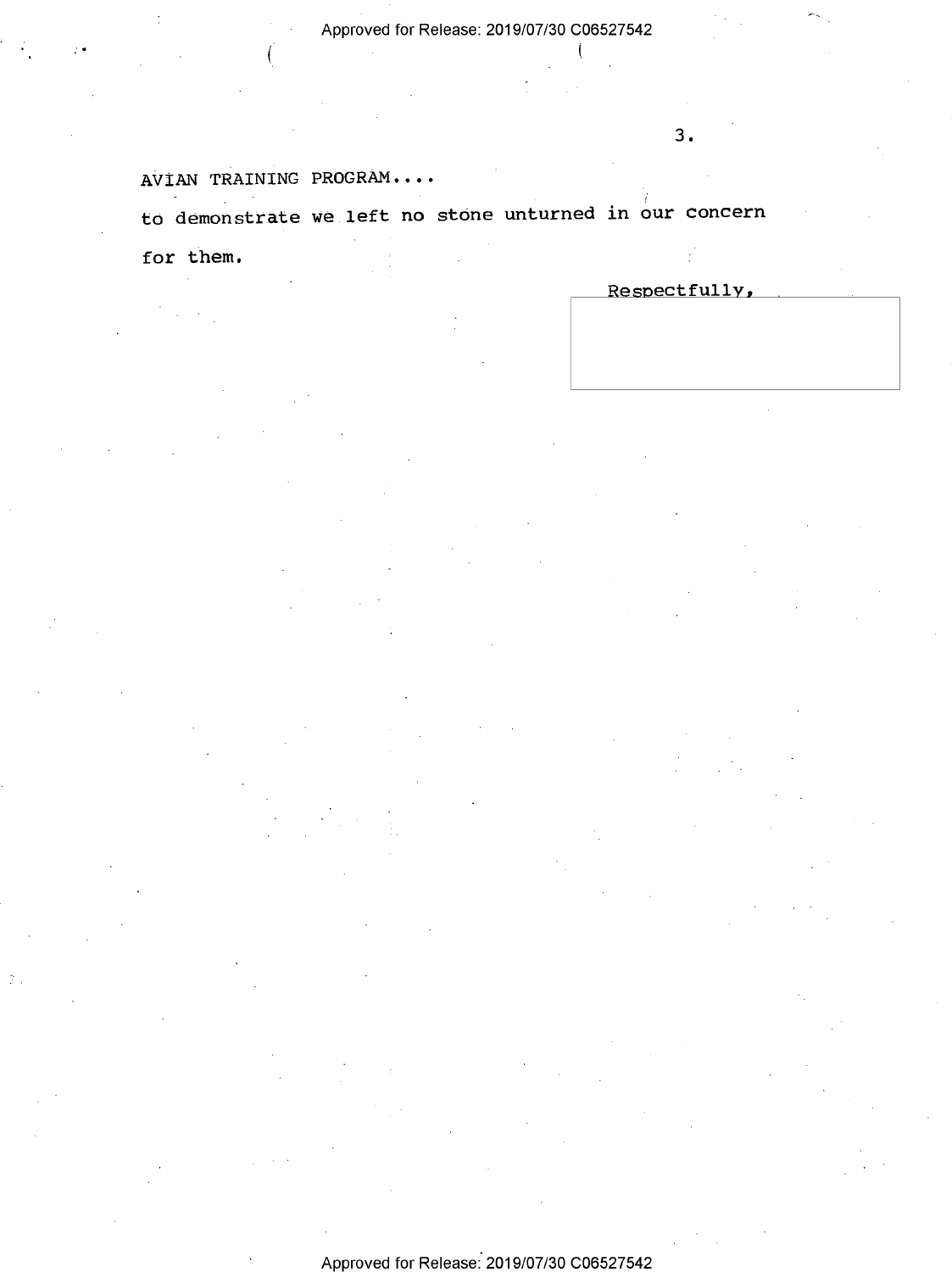AVIAN TRAINING PROGRAM....

to demonstrate we left no stone unturned in our concern for them.

Respectfully,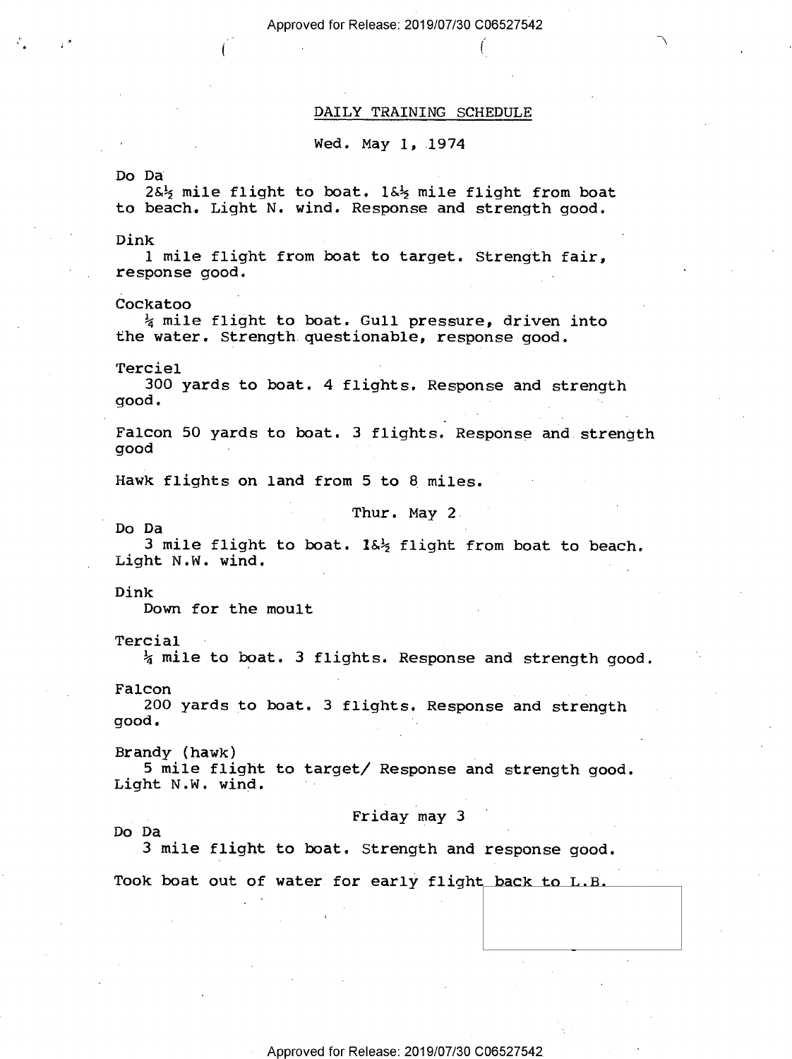# DAILY TRAINING SCHEDULE

Wed. May 1, 1974

Do Da
2&½ mile flight to boat. 1&½ mile flight from boat to beach. Light N. wind. Response and strength good.

Dink
1 mile flight from boat to target. Strength fair, response good.

Cockatoo
¼ mile flight to boat. Gull pressure, driven into the water. Strength questionable, response good.

Terciel
300 yards to boat. 4 flights. Response and strength good.

Falcon 50 yards to boat. 3 flights. Response and strength good

Hawk flights on land from 5 to 8 miles.

Thur. May 2

Do Da
3 mile flight to boat. 1&½ flight from boat to beach. Light N.W. wind.

Dink
Down for the moult

Tercial
¼ mile to boat. 3 flights. Response and strength good.

Falcon
200 yards to boat. 3 flights. Response and strength good.

Brandy (hawk)
5 mile flight to target/ Response and strength good. Light N.W. wind.

Friday may 3

Do Da
3 mile flight to boat. Strength and response good.

Took boat out of water for early flight back to L.B.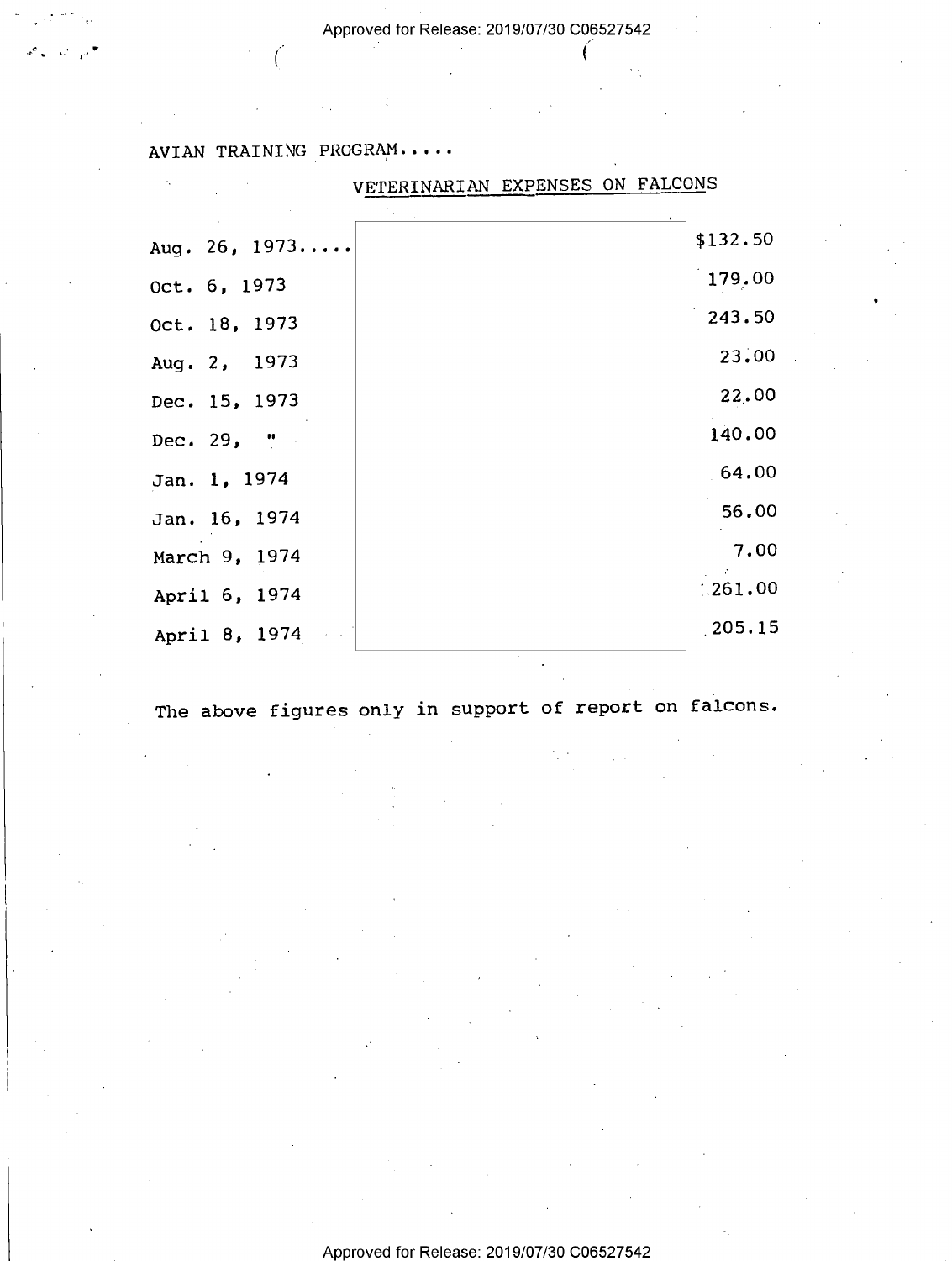AVIAN TRAINING PROGRAM.....

## VETERINARIAN EXPENSES ON FALCONS

| | | |
|---|---|---|
| Aug. 26, 1973..... | | $132.50 |
| Oct. 6, 1973 | | 179.00 |
| Oct. 18, 1973 | | 243.50 |
| Aug. 2, 1973 | | 23.00 |
| Dec. 15, 1973 | | 22.00 |
| Dec. 29, " | | 140.00 |
| Jan. 1, 1974 | | 64.00 |
| Jan. 16, 1974 | | 56.00 |
| March 9, 1974 | | 7.00 |
| April 6, 1974 | | 261.00 |
| April 8, 1974 | | 205.15 |

The above figures only in support of report on falcons.